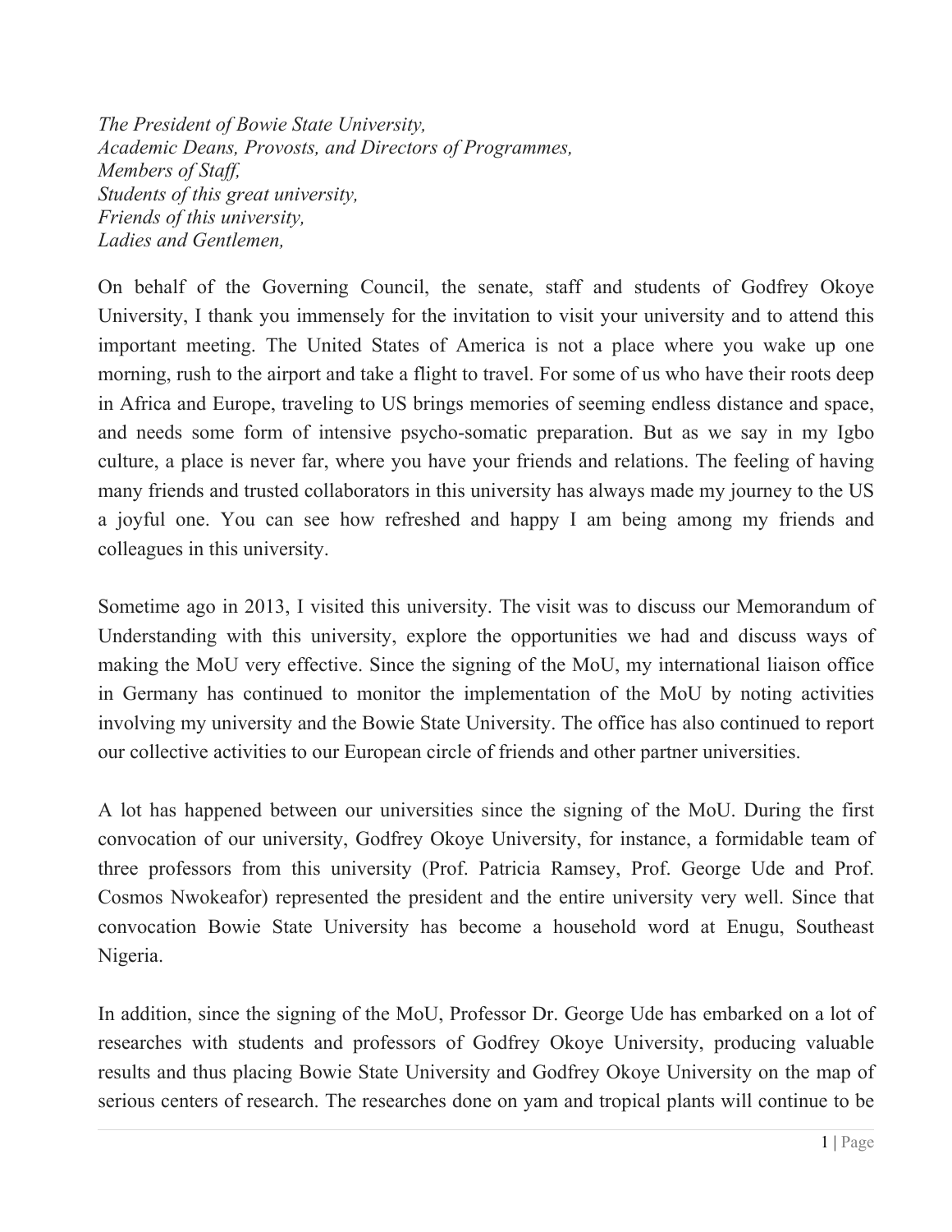*The President of Bowie State University,*
*Academic Deans, Provosts, and Directors of Programmes,*
*Members of Staff,*
*Students of this great university,*
*Friends of this university,*
*Ladies and Gentlemen,*

On behalf of the Governing Council, the senate, staff and students of Godfrey Okoye University, I thank you immensely for the invitation to visit your university and to attend this important meeting. The United States of America is not a place where you wake up one morning, rush to the airport and take a flight to travel. For some of us who have their roots deep in Africa and Europe, traveling to US brings memories of seeming endless distance and space, and needs some form of intensive psycho-somatic preparation. But as we say in my Igbo culture, a place is never far, where you have your friends and relations. The feeling of having many friends and trusted collaborators in this university has always made my journey to the US a joyful one. You can see how refreshed and happy I am being among my friends and colleagues in this university.

Sometime ago in 2013, I visited this university. The visit was to discuss our Memorandum of Understanding with this university, explore the opportunities we had and discuss ways of making the MoU very effective. Since the signing of the MoU, my international liaison office in Germany has continued to monitor the implementation of the MoU by noting activities involving my university and the Bowie State University. The office has also continued to report our collective activities to our European circle of friends and other partner universities.

A lot has happened between our universities since the signing of the MoU. During the first convocation of our university, Godfrey Okoye University, for instance, a formidable team of three professors from this university (Prof. Patricia Ramsey, Prof. George Ude and Prof. Cosmos Nwokeafor) represented the president and the entire university very well. Since that convocation Bowie State University has become a household word at Enugu, Southeast Nigeria.

In addition, since the signing of the MoU, Professor Dr. George Ude has embarked on a lot of researches with students and professors of Godfrey Okoye University, producing valuable results and thus placing Bowie State University and Godfrey Okoye University on the map of serious centers of research. The researches done on yam and tropical plants will continue to be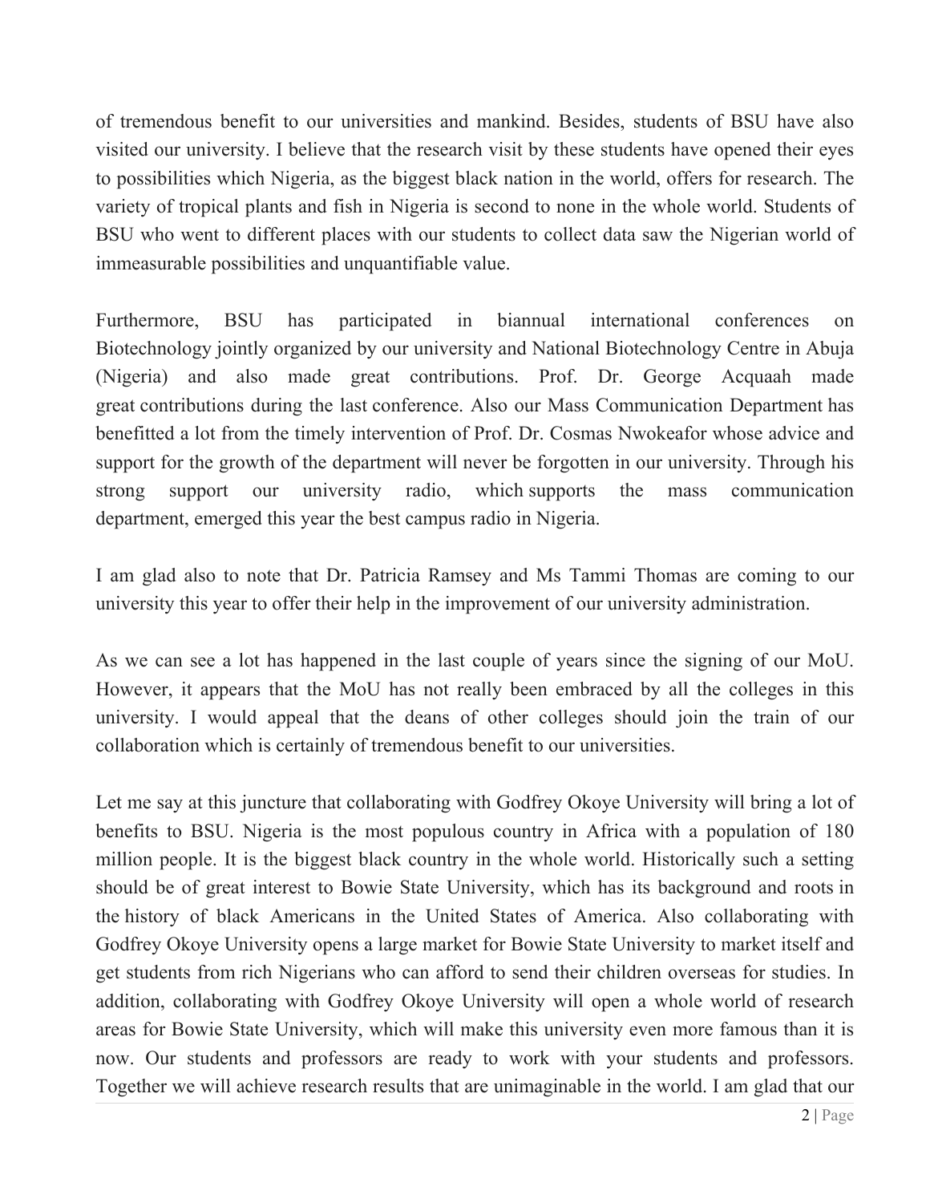of tremendous benefit to our universities and mankind. Besides, students of BSU have also visited our university. I believe that the research visit by these students have opened their eyes to possibilities which Nigeria, as the biggest black nation in the world, offers for research. The variety of tropical plants and fish in Nigeria is second to none in the whole world. Students of BSU who went to different places with our students to collect data saw the Nigerian world of immeasurable possibilities and unquantifiable value.

Furthermore, BSU has participated in biannual international conferences on Biotechnology jointly organized by our university and National Biotechnology Centre in Abuja (Nigeria) and also made great contributions. Prof. Dr. George Acquaah made great contributions during the last conference. Also our Mass Communication Department has benefitted a lot from the timely intervention of Prof. Dr. Cosmas Nwokeafor whose advice and support for the growth of the department will never be forgotten in our university. Through his strong support our university radio, which supports the mass communication department, emerged this year the best campus radio in Nigeria.

I am glad also to note that Dr. Patricia Ramsey and Ms Tammi Thomas are coming to our university this year to offer their help in the improvement of our university administration.

As we can see a lot has happened in the last couple of years since the signing of our MoU. However, it appears that the MoU has not really been embraced by all the colleges in this university. I would appeal that the deans of other colleges should join the train of our collaboration which is certainly of tremendous benefit to our universities.

Let me say at this juncture that collaborating with Godfrey Okoye University will bring a lot of benefits to BSU. Nigeria is the most populous country in Africa with a population of 180 million people. It is the biggest black country in the whole world. Historically such a setting should be of great interest to Bowie State University, which has its background and roots in the history of black Americans in the United States of America. Also collaborating with Godfrey Okoye University opens a large market for Bowie State University to market itself and get students from rich Nigerians who can afford to send their children overseas for studies. In addition, collaborating with Godfrey Okoye University will open a whole world of research areas for Bowie State University, which will make this university even more famous than it is now. Our students and professors are ready to work with your students and professors. Together we will achieve research results that are unimaginable in the world. I am glad that our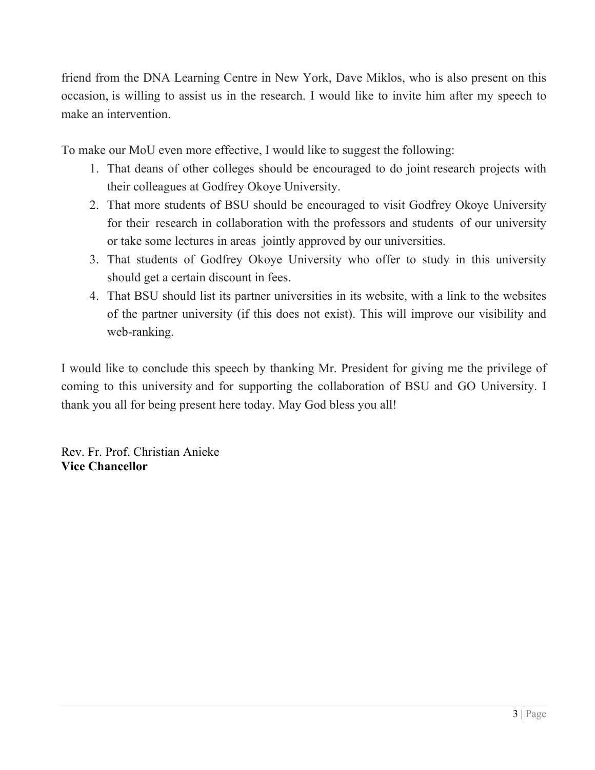friend from the DNA Learning Centre in New York, Dave Miklos, who is also present on this occasion, is willing to assist us in the research. I would like to invite him after my speech to make an intervention.

To make our MoU even more effective, I would like to suggest the following:

1. That deans of other colleges should be encouraged to do joint research projects with their colleagues at Godfrey Okoye University.
2. That more students of BSU should be encouraged to visit Godfrey Okoye University for their research in collaboration with the professors and students of our university or take some lectures in areas jointly approved by our universities.
3. That students of Godfrey Okoye University who offer to study in this university should get a certain discount in fees.
4. That BSU should list its partner universities in its website, with a link to the websites of the partner university (if this does not exist). This will improve our visibility and web-ranking.

I would like to conclude this speech by thanking Mr. President for giving me the privilege of coming to this university and for supporting the collaboration of BSU and GO University. I thank you all for being present here today. May God bless you all!

Rev. Fr. Prof. Christian Anieke
**Vice Chancellor**